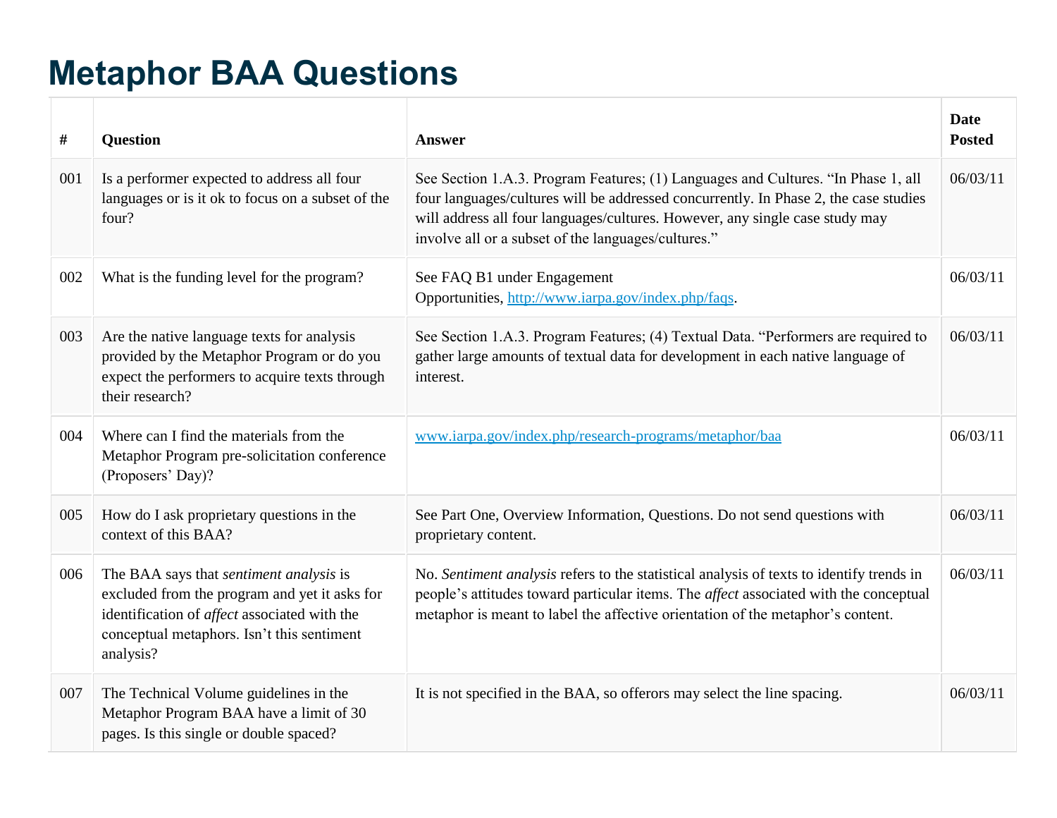# Metaphor BAA Questions

| # | Question | Answer | Date Posted |
|---|---|---|---|
| 001 | Is a performer expected to address all four languages or is it ok to focus on a subset of the four? | See Section 1.A.3. Program Features; (1) Languages and Cultures. "In Phase 1, all four languages/cultures will be addressed concurrently. In Phase 2, the case studies will address all four languages/cultures. However, any single case study may involve all or a subset of the languages/cultures." | 06/03/11 |
| 002 | What is the funding level for the program? | See FAQ B1 under Engagement Opportunities, http://www.iarpa.gov/index.php/faqs. | 06/03/11 |
| 003 | Are the native language texts for analysis provided by the Metaphor Program or do you expect the performers to acquire texts through their research? | See Section 1.A.3. Program Features; (4) Textual Data. "Performers are required to gather large amounts of textual data for development in each native language of interest. | 06/03/11 |
| 004 | Where can I find the materials from the Metaphor Program pre-solicitation conference (Proposers' Day)? | www.iarpa.gov/index.php/research-programs/metaphor/baa | 06/03/11 |
| 005 | How do I ask proprietary questions in the context of this BAA? | See Part One, Overview Information, Questions. Do not send questions with proprietary content. | 06/03/11 |
| 006 | The BAA says that *sentiment analysis* is excluded from the program and yet it asks for identification of *affect* associated with the conceptual metaphors. Isn't this sentiment analysis? | No. *Sentiment analysis* refers to the statistical analysis of texts to identify trends in people's attitudes toward particular items. The *affect* associated with the conceptual metaphor is meant to label the affective orientation of the metaphor's content. | 06/03/11 |
| 007 | The Technical Volume guidelines in the Metaphor Program BAA have a limit of 30 pages. Is this single or double spaced? | It is not specified in the BAA, so offerors may select the line spacing. | 06/03/11 |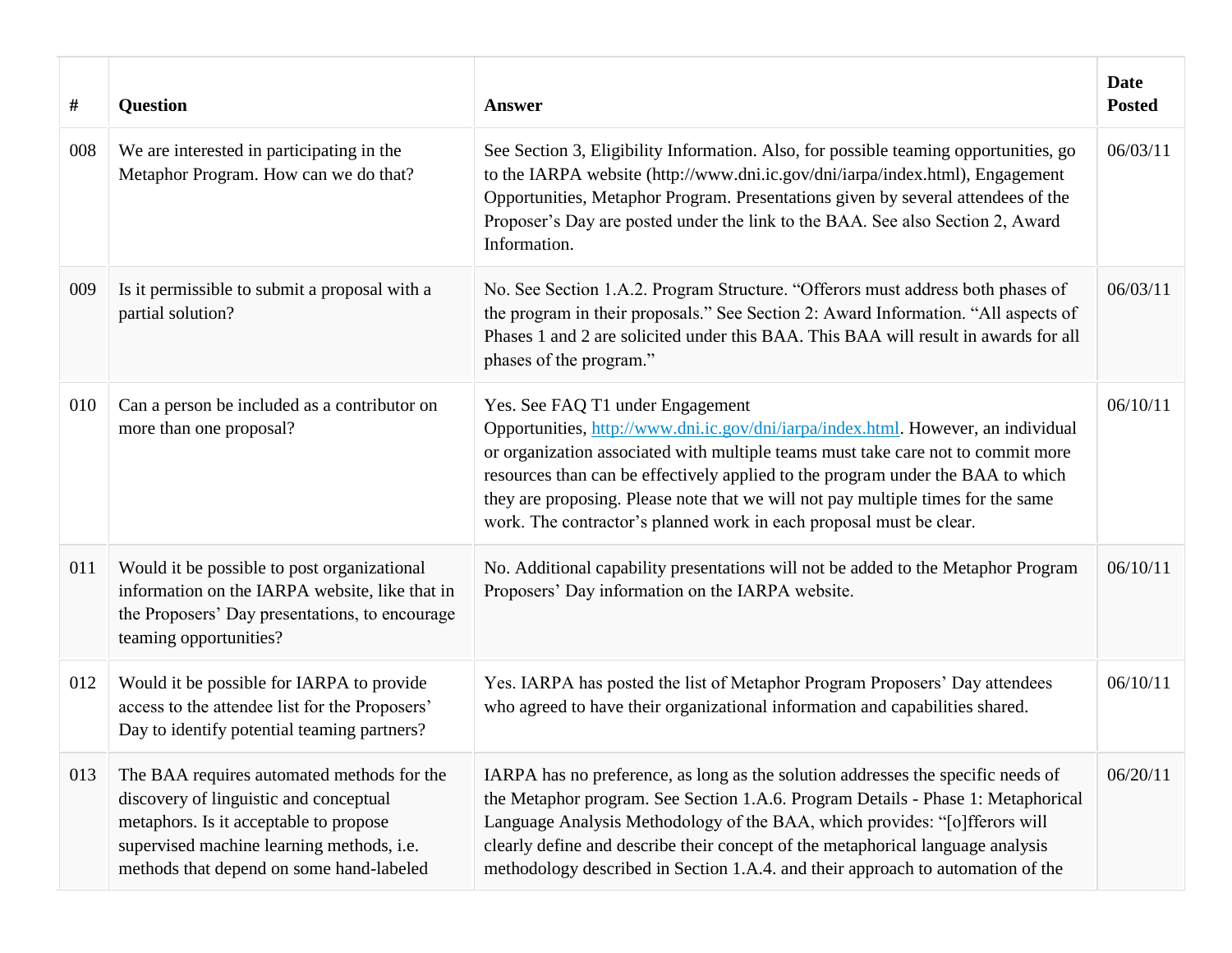| # | Question | Answer | Date Posted |
|---|---|---|---|
| 008 | We are interested in participating in the Metaphor Program. How can we do that? | See Section 3, Eligibility Information. Also, for possible teaming opportunities, go to the IARPA website (http://www.dni.ic.gov/dni/iarpa/index.html), Engagement Opportunities, Metaphor Program. Presentations given by several attendees of the Proposer's Day are posted under the link to the BAA. See also Section 2, Award Information. | 06/03/11 |
| 009 | Is it permissible to submit a proposal with a partial solution? | No. See Section 1.A.2. Program Structure. "Offerors must address both phases of the program in their proposals." See Section 2: Award Information. "All aspects of Phases 1 and 2 are solicited under this BAA. This BAA will result in awards for all phases of the program." | 06/03/11 |
| 010 | Can a person be included as a contributor on more than one proposal? | Yes. See FAQ T1 under Engagement Opportunities, http://www.dni.ic.gov/dni/iarpa/index.html. However, an individual or organization associated with multiple teams must take care not to commit more resources than can be effectively applied to the program under the BAA to which they are proposing. Please note that we will not pay multiple times for the same work. The contractor's planned work in each proposal must be clear. | 06/10/11 |
| 011 | Would it be possible to post organizational information on the IARPA website, like that in the Proposers' Day presentations, to encourage teaming opportunities? | No. Additional capability presentations will not be added to the Metaphor Program Proposers' Day information on the IARPA website. | 06/10/11 |
| 012 | Would it be possible for IARPA to provide access to the attendee list for the Proposers' Day to identify potential teaming partners? | Yes. IARPA has posted the list of Metaphor Program Proposers' Day attendees who agreed to have their organizational information and capabilities shared. | 06/10/11 |
| 013 | The BAA requires automated methods for the discovery of linguistic and conceptual metaphors. Is it acceptable to propose supervised machine learning methods, i.e. methods that depend on some hand-labeled | IARPA has no preference, as long as the solution addresses the specific needs of the Metaphor program. See Section 1.A.6. Program Details - Phase 1: Metaphorical Language Analysis Methodology of the BAA, which provides: "[o]fferors will clearly define and describe their concept of the metaphorical language analysis methodology described in Section 1.A.4. and their approach to automation of the | 06/20/11 |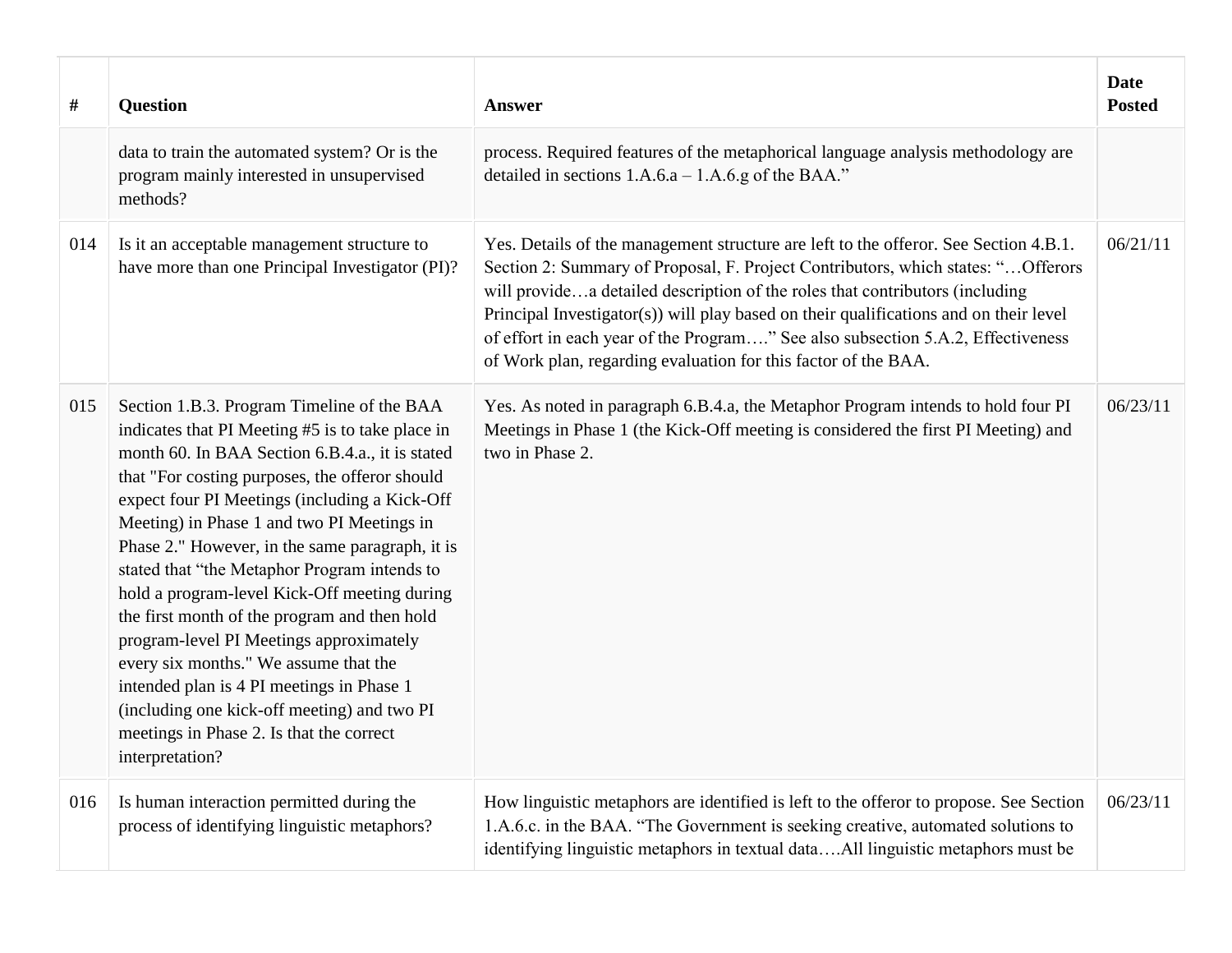| # | Question | Answer | Date Posted |
| --- | --- | --- | --- |
| | data to train the automated system? Or is the program mainly interested in unsupervised methods? | process. Required features of the metaphorical language analysis methodology are detailed in sections 1.A.6.a – 1.A.6.g of the BAA." | |
| 014 | Is it an acceptable management structure to have more than one Principal Investigator (PI)? | Yes. Details of the management structure are left to the offeror. See Section 4.B.1. Section 2: Summary of Proposal, F. Project Contributors, which states: "…Offerors will provide…a detailed description of the roles that contributors (including Principal Investigator(s)) will play based on their qualifications and on their level of effort in each year of the Program…." See also subsection 5.A.2, Effectiveness of Work plan, regarding evaluation for this factor of the BAA. | 06/21/11 |
| 015 | Section 1.B.3. Program Timeline of the BAA indicates that PI Meeting #5 is to take place in month 60. In BAA Section 6.B.4.a., it is stated that "For costing purposes, the offeror should expect four PI Meetings (including a Kick-Off Meeting) in Phase 1 and two PI Meetings in Phase 2." However, in the same paragraph, it is stated that "the Metaphor Program intends to hold a program-level Kick-Off meeting during the first month of the program and then hold program-level PI Meetings approximately every six months." We assume that the intended plan is 4 PI meetings in Phase 1 (including one kick-off meeting) and two PI meetings in Phase 2. Is that the correct interpretation? | Yes. As noted in paragraph 6.B.4.a, the Metaphor Program intends to hold four PI Meetings in Phase 1 (the Kick-Off meeting is considered the first PI Meeting) and two in Phase 2. | 06/23/11 |
| 016 | Is human interaction permitted during the process of identifying linguistic metaphors? | How linguistic metaphors are identified is left to the offeror to propose. See Section 1.A.6.c. in the BAA. "The Government is seeking creative, automated solutions to identifying linguistic metaphors in textual data….All linguistic metaphors must be | 06/23/11 |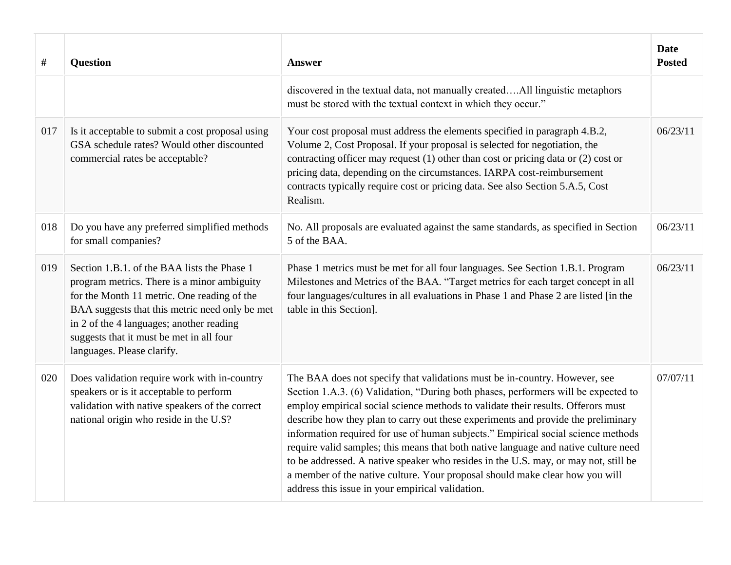| # | Question | Answer | Date Posted |
|---|---|---|---|
| | | discovered in the textual data, not manually created….All linguistic metaphors must be stored with the textual context in which they occur." | |
| 017 | Is it acceptable to submit a cost proposal using GSA schedule rates? Would other discounted commercial rates be acceptable? | Your cost proposal must address the elements specified in paragraph 4.B.2, Volume 2, Cost Proposal. If your proposal is selected for negotiation, the contracting officer may request (1) other than cost or pricing data or (2) cost or pricing data, depending on the circumstances. IARPA cost-reimbursement contracts typically require cost or pricing data. See also Section 5.A.5, Cost Realism. | 06/23/11 |
| 018 | Do you have any preferred simplified methods for small companies? | No. All proposals are evaluated against the same standards, as specified in Section 5 of the BAA. | 06/23/11 |
| 019 | Section 1.B.1. of the BAA lists the Phase 1 program metrics. There is a minor ambiguity for the Month 11 metric. One reading of the BAA suggests that this metric need only be met in 2 of the 4 languages; another reading suggests that it must be met in all four languages. Please clarify. | Phase 1 metrics must be met for all four languages. See Section 1.B.1. Program Milestones and Metrics of the BAA. "Target metrics for each target concept in all four languages/cultures in all evaluations in Phase 1 and Phase 2 are listed [in the table in this Section]. | 06/23/11 |
| 020 | Does validation require work with in-country speakers or is it acceptable to perform validation with native speakers of the correct national origin who reside in the U.S? | The BAA does not specify that validations must be in-country. However, see Section 1.A.3. (6) Validation, "During both phases, performers will be expected to employ empirical social science methods to validate their results. Offerors must describe how they plan to carry out these experiments and provide the preliminary information required for use of human subjects." Empirical social science methods require valid samples; this means that both native language and native culture need to be addressed. A native speaker who resides in the U.S. may, or may not, still be a member of the native culture. Your proposal should make clear how you will address this issue in your empirical validation. | 07/07/11 |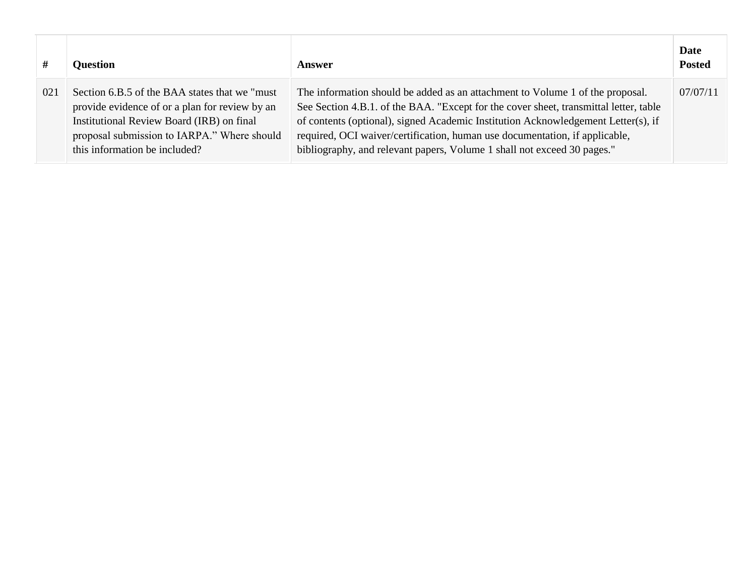| # | Question | Answer | Date Posted |
|---|---|---|---|
| 021 | Section 6.B.5 of the BAA states that we "must provide evidence of or a plan for review by an Institutional Review Board (IRB) on final proposal submission to IARPA." Where should this information be included? | The information should be added as an attachment to Volume 1 of the proposal. See Section 4.B.1. of the BAA. "Except for the cover sheet, transmittal letter, table of contents (optional), signed Academic Institution Acknowledgement Letter(s), if required, OCI waiver/certification, human use documentation, if applicable, bibliography, and relevant papers, Volume 1 shall not exceed 30 pages." | 07/07/11 |